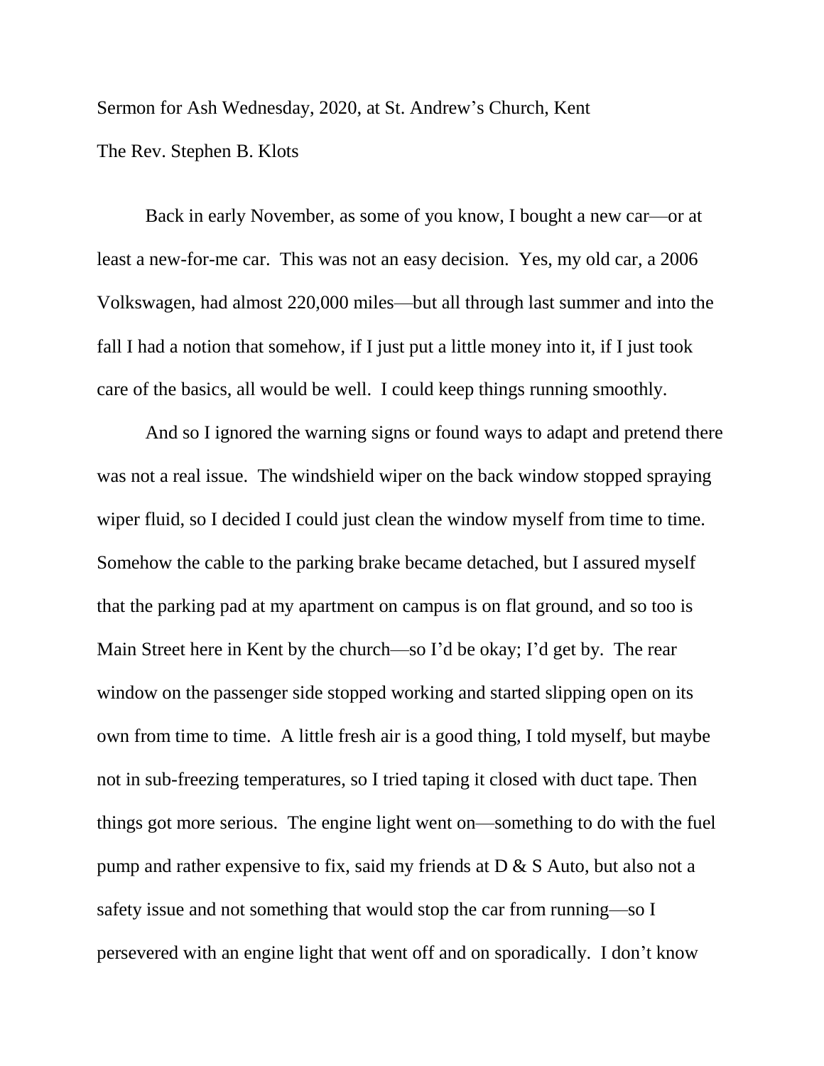Sermon for Ash Wednesday, 2020, at St. Andrew's Church, Kent

The Rev. Stephen B. Klots

Back in early November, as some of you know, I bought a new car—or at least a new-for-me car. This was not an easy decision. Yes, my old car, a 2006 Volkswagen, had almost 220,000 miles—but all through last summer and into the fall I had a notion that somehow, if I just put a little money into it, if I just took care of the basics, all would be well. I could keep things running smoothly.

And so I ignored the warning signs or found ways to adapt and pretend there was not a real issue. The windshield wiper on the back window stopped spraying wiper fluid, so I decided I could just clean the window myself from time to time. Somehow the cable to the parking brake became detached, but I assured myself that the parking pad at my apartment on campus is on flat ground, and so too is Main Street here in Kent by the church—so I'd be okay; I'd get by. The rear window on the passenger side stopped working and started slipping open on its own from time to time. A little fresh air is a good thing, I told myself, but maybe not in sub-freezing temperatures, so I tried taping it closed with duct tape. Then things got more serious. The engine light went on—something to do with the fuel pump and rather expensive to fix, said my friends at D & S Auto, but also not a safety issue and not something that would stop the car from running—so I persevered with an engine light that went off and on sporadically. I don't know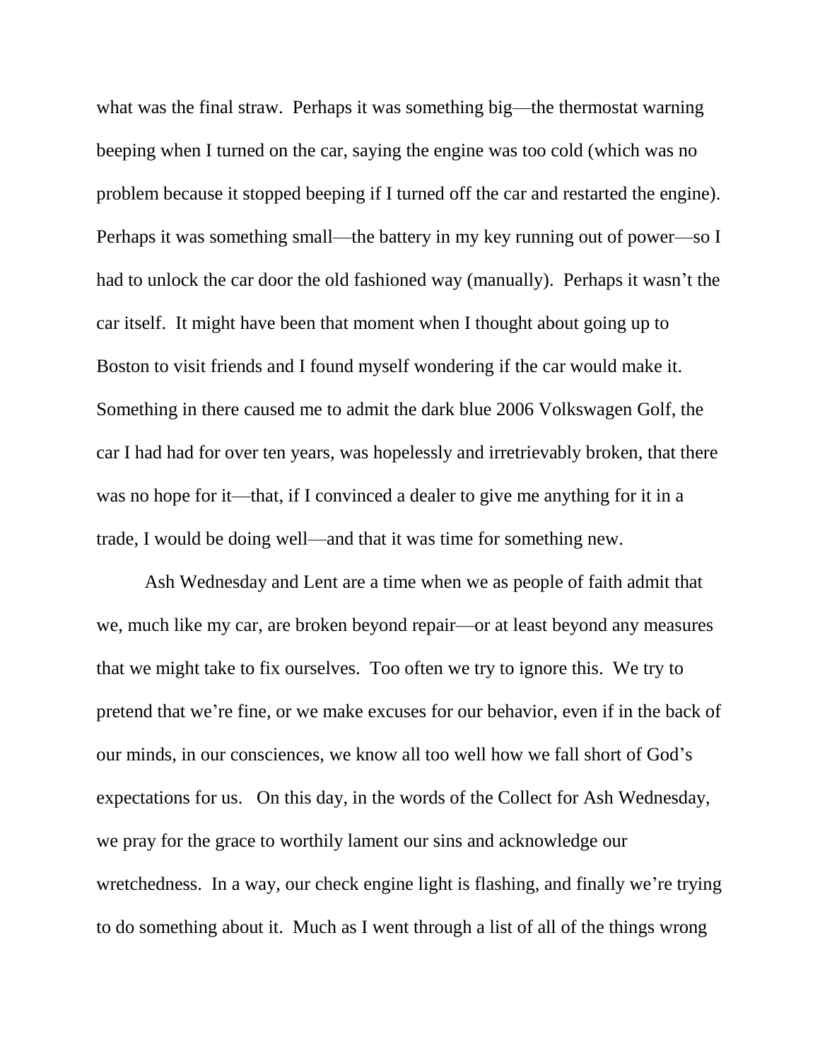what was the final straw. Perhaps it was something big—the thermostat warning beeping when I turned on the car, saying the engine was too cold (which was no problem because it stopped beeping if I turned off the car and restarted the engine). Perhaps it was something small—the battery in my key running out of power—so I had to unlock the car door the old fashioned way (manually). Perhaps it wasn't the car itself. It might have been that moment when I thought about going up to Boston to visit friends and I found myself wondering if the car would make it. Something in there caused me to admit the dark blue 2006 Volkswagen Golf, the car I had had for over ten years, was hopelessly and irretrievably broken, that there was no hope for it—that, if I convinced a dealer to give me anything for it in a trade, I would be doing well—and that it was time for something new.

Ash Wednesday and Lent are a time when we as people of faith admit that we, much like my car, are broken beyond repair—or at least beyond any measures that we might take to fix ourselves. Too often we try to ignore this. We try to pretend that we're fine, or we make excuses for our behavior, even if in the back of our minds, in our consciences, we know all too well how we fall short of God's expectations for us. On this day, in the words of the Collect for Ash Wednesday, we pray for the grace to worthily lament our sins and acknowledge our wretchedness. In a way, our check engine light is flashing, and finally we're trying to do something about it. Much as I went through a list of all of the things wrong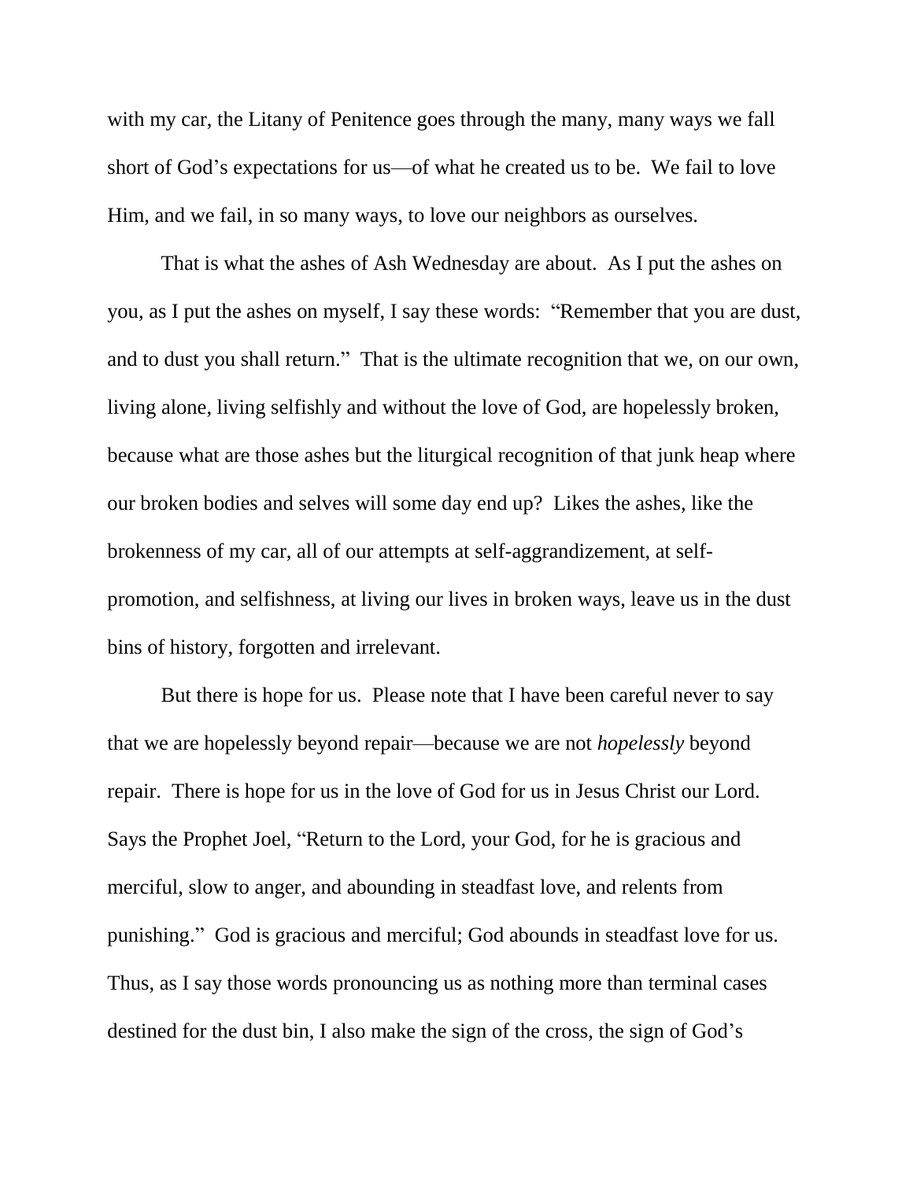with my car, the Litany of Penitence goes through the many, many ways we fall short of God's expectations for us—of what he created us to be. We fail to love Him, and we fail, in so many ways, to love our neighbors as ourselves.

That is what the ashes of Ash Wednesday are about. As I put the ashes on you, as I put the ashes on myself, I say these words: "Remember that you are dust, and to dust you shall return." That is the ultimate recognition that we, on our own, living alone, living selfishly and without the love of God, are hopelessly broken, because what are those ashes but the liturgical recognition of that junk heap where our broken bodies and selves will some day end up? Likes the ashes, like the brokenness of my car, all of our attempts at self-aggrandizement, at self-promotion, and selfishness, at living our lives in broken ways, leave us in the dust bins of history, forgotten and irrelevant.

But there is hope for us. Please note that I have been careful never to say that we are hopelessly beyond repair—because we are not *hopelessly* beyond repair. There is hope for us in the love of God for us in Jesus Christ our Lord. Says the Prophet Joel, "Return to the Lord, your God, for he is gracious and merciful, slow to anger, and abounding in steadfast love, and relents from punishing." God is gracious and merciful; God abounds in steadfast love for us. Thus, as I say those words pronouncing us as nothing more than terminal cases destined for the dust bin, I also make the sign of the cross, the sign of God's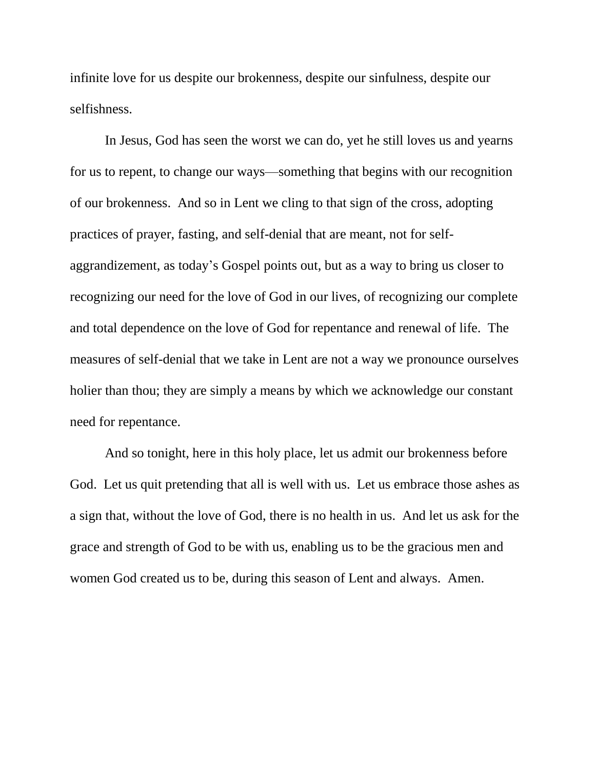infinite love for us despite our brokenness, despite our sinfulness, despite our selfishness.

In Jesus, God has seen the worst we can do, yet he still loves us and yearns for us to repent, to change our ways—something that begins with our recognition of our brokenness. And so in Lent we cling to that sign of the cross, adopting practices of prayer, fasting, and self-denial that are meant, not for self-aggrandizement, as today's Gospel points out, but as a way to bring us closer to recognizing our need for the love of God in our lives, of recognizing our complete and total dependence on the love of God for repentance and renewal of life. The measures of self-denial that we take in Lent are not a way we pronounce ourselves holier than thou; they are simply a means by which we acknowledge our constant need for repentance.

And so tonight, here in this holy place, let us admit our brokenness before God. Let us quit pretending that all is well with us. Let us embrace those ashes as a sign that, without the love of God, there is no health in us. And let us ask for the grace and strength of God to be with us, enabling us to be the gracious men and women God created us to be, during this season of Lent and always. Amen.